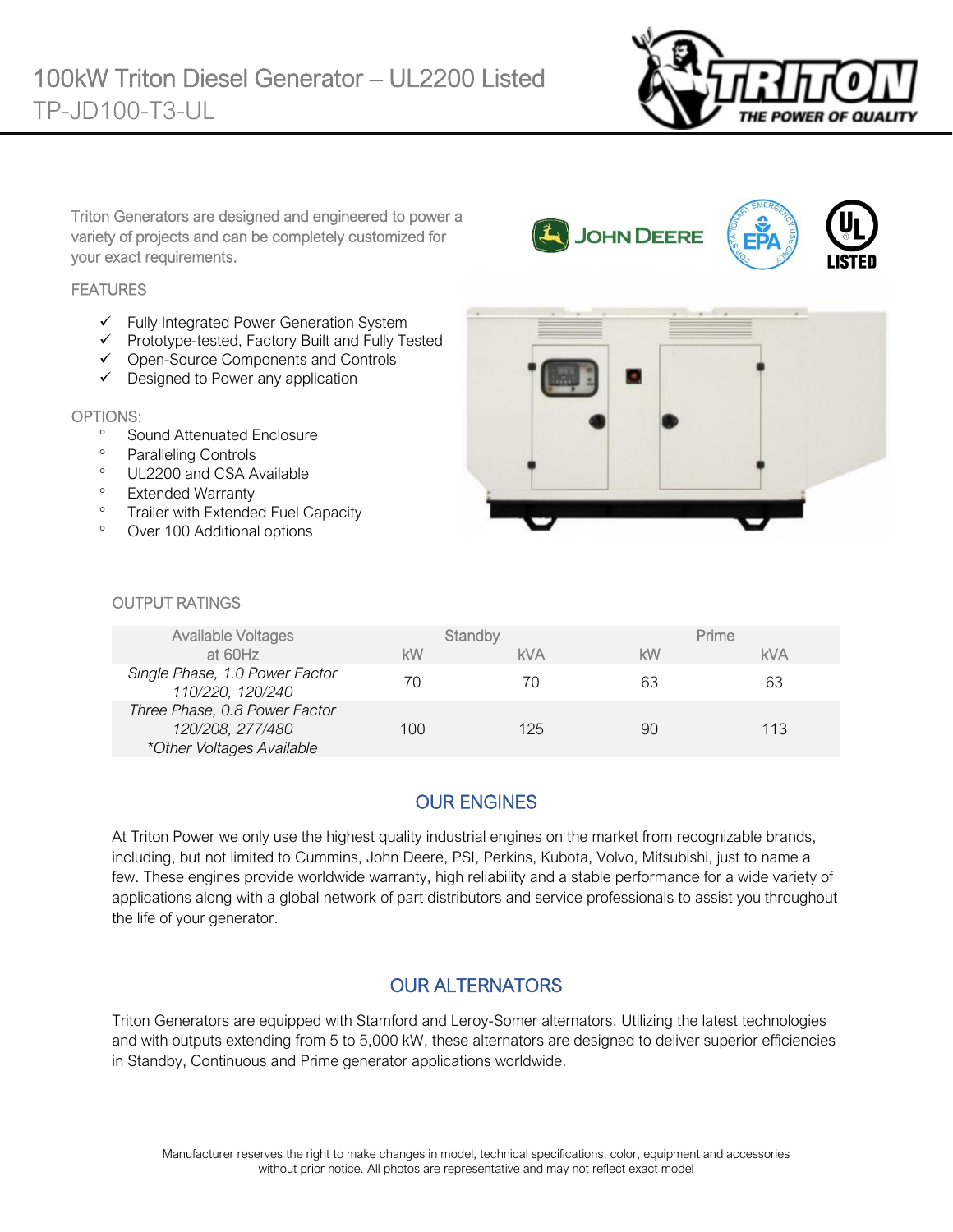# 100kW Triton Diesel Generator – UL2200 Listed

## TP-JD100-T3-UL

Triton Generators are designed and engineered to power a variety of projects and can be completely customized for your exact requirements.

### FEATURES

- ✓ Fully Integrated Power Generation System
- ✓ Prototype-tested, Factory Built and Fully Tested
- ✓ Open-Source Components and Controls
- ✓ Designed to Power any application

### OPTIONS:

- Sound Attenuated Enclosure
- Paralleling Controls
- UL2200 and CSA Available
- Extended Warranty
- Trailer with Extended Fuel Capacity
- Over 100 Additional options

### OUTPUT RATINGS

| Available Voltages at 60Hz | Standby | | Prime | |
|---|---|---|---|---|
| | kW | kVA | kW | kVA |
| *Single Phase, 1.0 Power Factor 110/220, 120/240* | 70 | 70 | 63 | 63 |
| *Three Phase, 0.8 Power Factor 120/208, 277/480 \*Other Voltages Available* | 100 | 125 | 90 | 113 |

## OUR ENGINES

At Triton Power we only use the highest quality industrial engines on the market from recognizable brands, including, but not limited to Cummins, John Deere, PSI, Perkins, Kubota, Volvo, Mitsubishi, just to name a few. These engines provide worldwide warranty, high reliability and a stable performance for a wide variety of applications along with a global network of part distributors and service professionals to assist you throughout the life of your generator.

## OUR ALTERNATORS

Triton Generators are equipped with Stamford and Leroy-Somer alternators. Utilizing the latest technologies and with outputs extending from 5 to 5,000 kW, these alternators are designed to deliver superior efficiencies in Standby, Continuous and Prime generator applications worldwide.

Manufacturer reserves the right to make changes in model, technical specifications, color, equipment and accessories without prior notice. All photos are representative and may not reflect exact model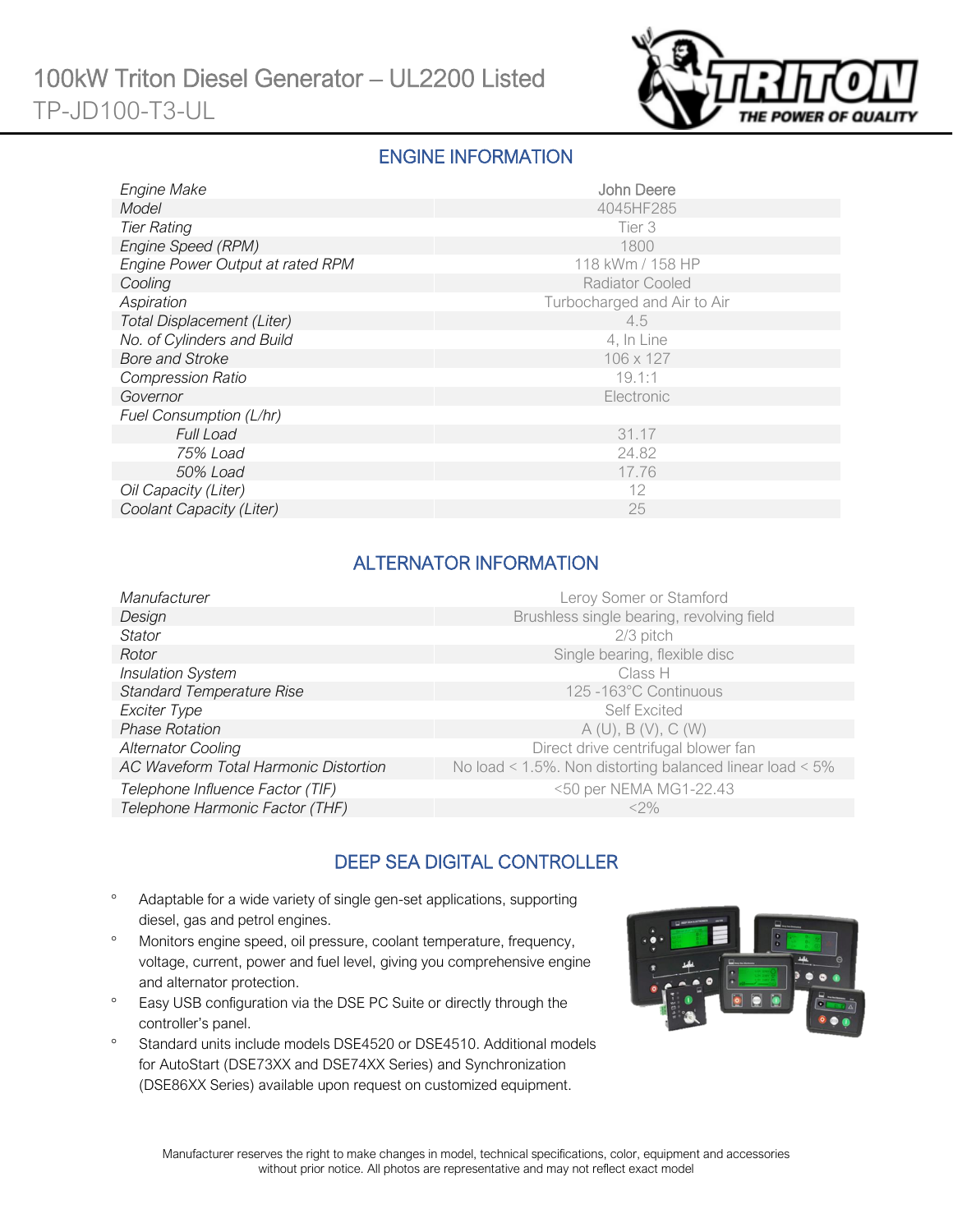# 100kW Triton Diesel Generator – UL2200 Listed
TP-JD100-T3-UL

## ENGINE INFORMATION

| | |
|---|---|
| *Engine Make* | John Deere |
| *Model* | 4045HF285 |
| *Tier Rating* | Tier 3 |
| *Engine Speed (RPM)* | 1800 |
| *Engine Power Output at rated RPM* | 118 kWm / 158 HP |
| *Cooling* | Radiator Cooled |
| *Aspiration* | Turbocharged and Air to Air |
| *Total Displacement (Liter)* | 4.5 |
| *No. of Cylinders and Build* | 4, In Line |
| *Bore and Stroke* | 106 x 127 |
| *Compression Ratio* | 19.1:1 |
| *Governor* | Electronic |
| *Fuel Consumption (L/hr)* | |
| *Full Load* | 31.17 |
| *75% Load* | 24.82 |
| *50% Load* | 17.76 |
| *Oil Capacity (Liter)* | 12 |
| *Coolant Capacity (Liter)* | 25 |

## ALTERNATOR INFORMATION

| | |
|---|---|
| *Manufacturer* | Leroy Somer or Stamford |
| *Design* | Brushless single bearing, revolving field |
| *Stator* | 2/3 pitch |
| *Rotor* | Single bearing, flexible disc |
| *Insulation System* | Class H |
| *Standard Temperature Rise* | 125 -163°C Continuous |
| *Exciter Type* | Self Excited |
| *Phase Rotation* | A (U), B (V), C (W) |
| *Alternator Cooling* | Direct drive centrifugal blower fan |
| *AC Waveform Total Harmonic Distortion* | No load < 1.5%. Non distorting balanced linear load < 5% |
| *Telephone Influence Factor (TIF)* | <50 per NEMA MG1-22.43 |
| *Telephone Harmonic Factor (THF)* | <2% |

## DEEP SEA DIGITAL CONTROLLER

- Adaptable for a wide variety of single gen-set applications, supporting diesel, gas and petrol engines.
- Monitors engine speed, oil pressure, coolant temperature, frequency, voltage, current, power and fuel level, giving you comprehensive engine and alternator protection.
- Easy USB configuration via the DSE PC Suite or directly through the controller's panel.
- Standard units include models DSE4520 or DSE4510. Additional models for AutoStart (DSE73XX and DSE74XX Series) and Synchronization (DSE86XX Series) available upon request on customized equipment.

Manufacturer reserves the right to make changes in model, technical specifications, color, equipment and accessories without prior notice. All photos are representative and may not reflect exact model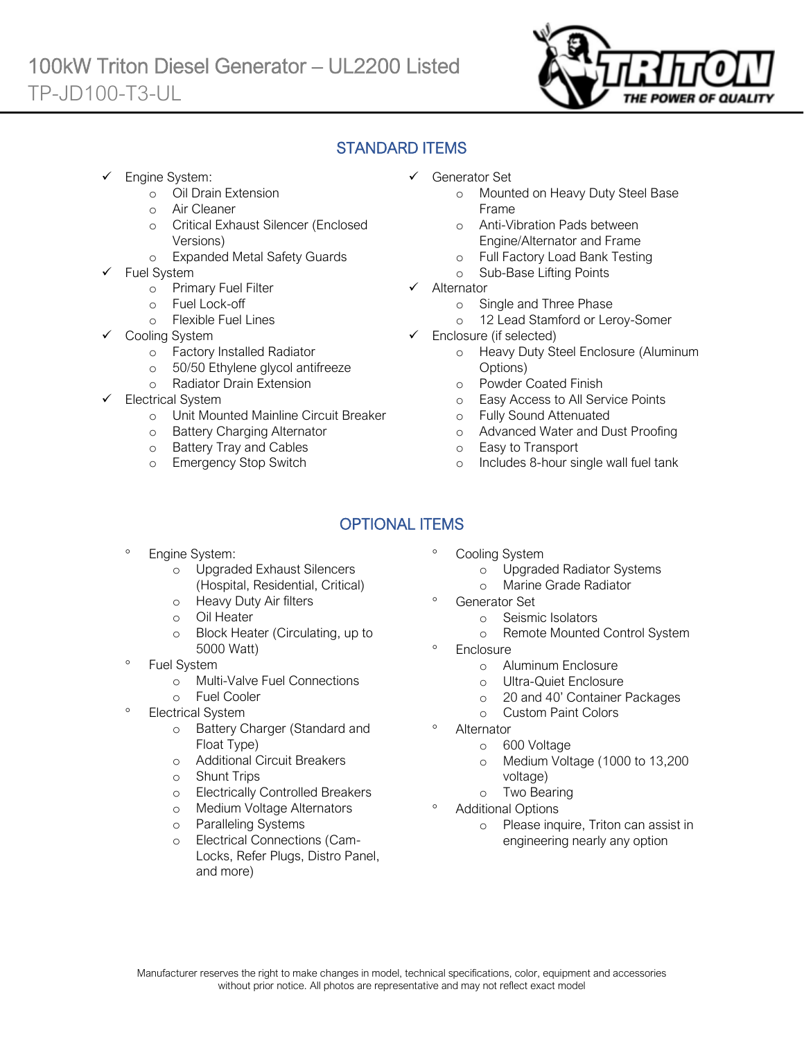# 100kW Triton Diesel Generator – UL2200 Listed

TP-JD100-T3-UL

## STANDARD ITEMS

- ✓ Engine System:
  - Oil Drain Extension
  - Air Cleaner
  - Critical Exhaust Silencer (Enclosed Versions)
  - Expanded Metal Safety Guards
- ✓ Fuel System
  - Primary Fuel Filter
  - Fuel Lock-off
  - Flexible Fuel Lines
- ✓ Cooling System
  - Factory Installed Radiator
  - 50/50 Ethylene glycol antifreeze
  - Radiator Drain Extension
- ✓ Electrical System
  - Unit Mounted Mainline Circuit Breaker
  - Battery Charging Alternator
  - Battery Tray and Cables
  - Emergency Stop Switch
- ✓ Generator Set
  - Mounted on Heavy Duty Steel Base Frame
  - Anti-Vibration Pads between Engine/Alternator and Frame
  - Full Factory Load Bank Testing
  - Sub-Base Lifting Points
- ✓ Alternator
  - Single and Three Phase
  - 12 Lead Stamford or Leroy-Somer
- ✓ Enclosure (if selected)
  - Heavy Duty Steel Enclosure (Aluminum Options)
  - Powder Coated Finish
  - Easy Access to All Service Points
  - Fully Sound Attenuated
  - Advanced Water and Dust Proofing
  - Easy to Transport
  - Includes 8-hour single wall fuel tank

## OPTIONAL ITEMS

- Engine System:
  - Upgraded Exhaust Silencers (Hospital, Residential, Critical)
  - Heavy Duty Air filters
  - Oil Heater
  - Block Heater (Circulating, up to 5000 Watt)
- Fuel System
  - Multi-Valve Fuel Connections
  - Fuel Cooler
- Electrical System
  - Battery Charger (Standard and Float Type)
  - Additional Circuit Breakers
  - Shunt Trips
  - Electrically Controlled Breakers
  - Medium Voltage Alternators
  - Paralleling Systems
  - Electrical Connections (Cam-Locks, Refer Plugs, Distro Panel, and more)
- Cooling System
  - Upgraded Radiator Systems
  - Marine Grade Radiator
- Generator Set
  - Seismic Isolators
  - Remote Mounted Control System
- Enclosure
  - Aluminum Enclosure
  - Ultra-Quiet Enclosure
  - 20 and 40' Container Packages
  - Custom Paint Colors
- Alternator
  - 600 Voltage
  - Medium Voltage (1000 to 13,200 voltage)
  - Two Bearing
- Additional Options
  - Please inquire, Triton can assist in engineering nearly any option

Manufacturer reserves the right to make changes in model, technical specifications, color, equipment and accessories without prior notice. All photos are representative and may not reflect exact model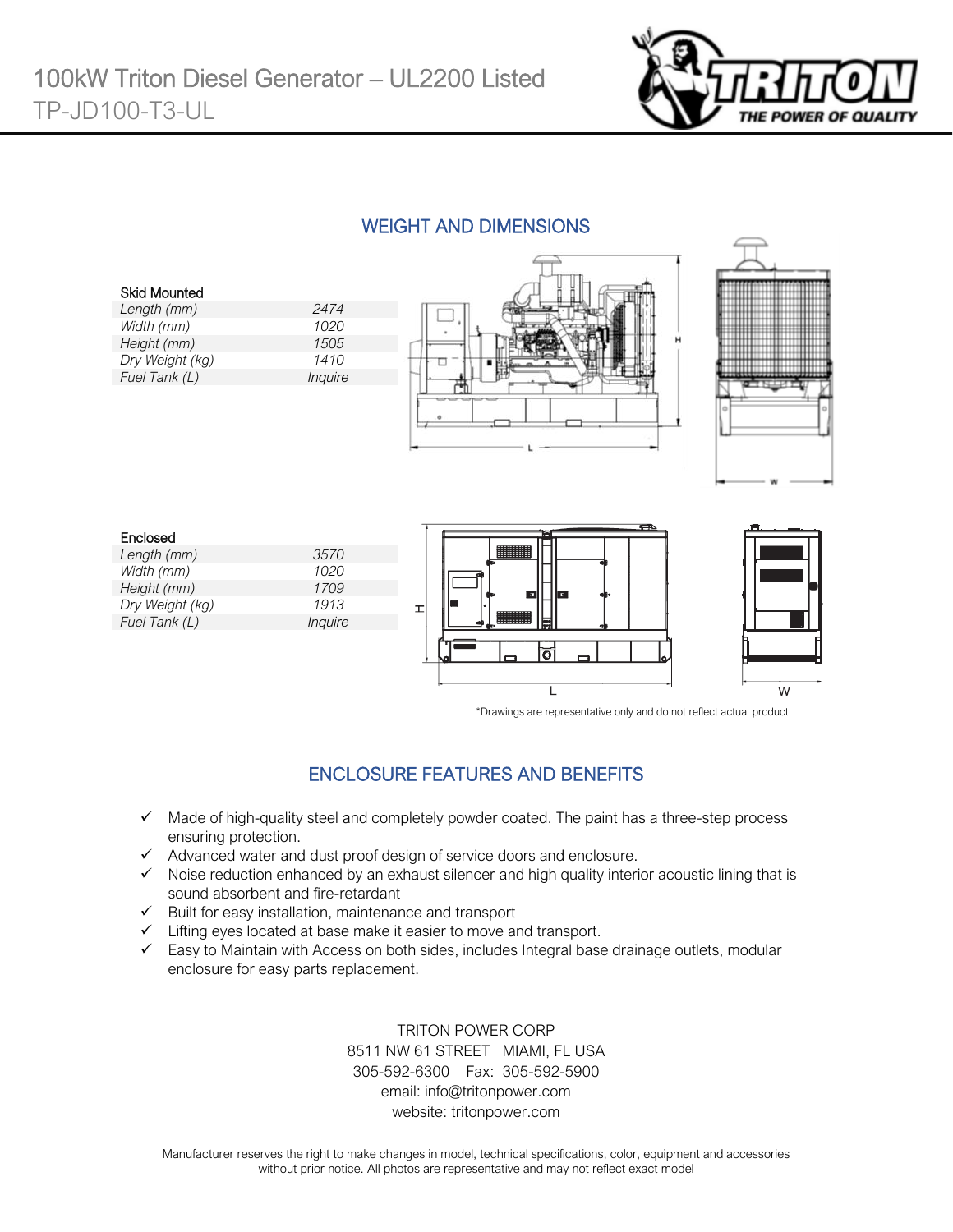# 100kW Triton Diesel Generator – UL2200 Listed

TP-JD100-T3-UL

## WEIGHT AND DIMENSIONS

| Skid Mounted | |
|---|---|
| *Length (mm)* | *2474* |
| *Width (mm)* | *1020* |
| *Height (mm)* | *1505* |
| *Dry Weight (kg)* | *1410* |
| *Fuel Tank (L)* | *Inquire* |

| Enclosed | |
|---|---|
| *Length (mm)* | *3570* |
| *Width (mm)* | *1020* |
| *Height (mm)* | *1709* |
| *Dry Weight (kg)* | *1913* |
| *Fuel Tank (L)* | *Inquire* |

*Drawings are representative only and do not reflect actual product

## ENCLOSURE FEATURES AND BENEFITS

- ✓ Made of high-quality steel and completely powder coated. The paint has a three-step process ensuring protection.
- ✓ Advanced water and dust proof design of service doors and enclosure.
- ✓ Noise reduction enhanced by an exhaust silencer and high quality interior acoustic lining that is sound absorbent and fire-retardant
- ✓ Built for easy installation, maintenance and transport
- ✓ Lifting eyes located at base make it easier to move and transport.
- ✓ Easy to Maintain with Access on both sides, includes Integral base drainage outlets, modular enclosure for easy parts replacement.

TRITON POWER CORP
8511 NW 61 STREET MIAMI, FL USA
305-592-6300 Fax: 305-592-5900
email: info@tritonpower.com
website: tritonpower.com

Manufacturer reserves the right to make changes in model, technical specifications, color, equipment and accessories without prior notice. All photos are representative and may not reflect exact model